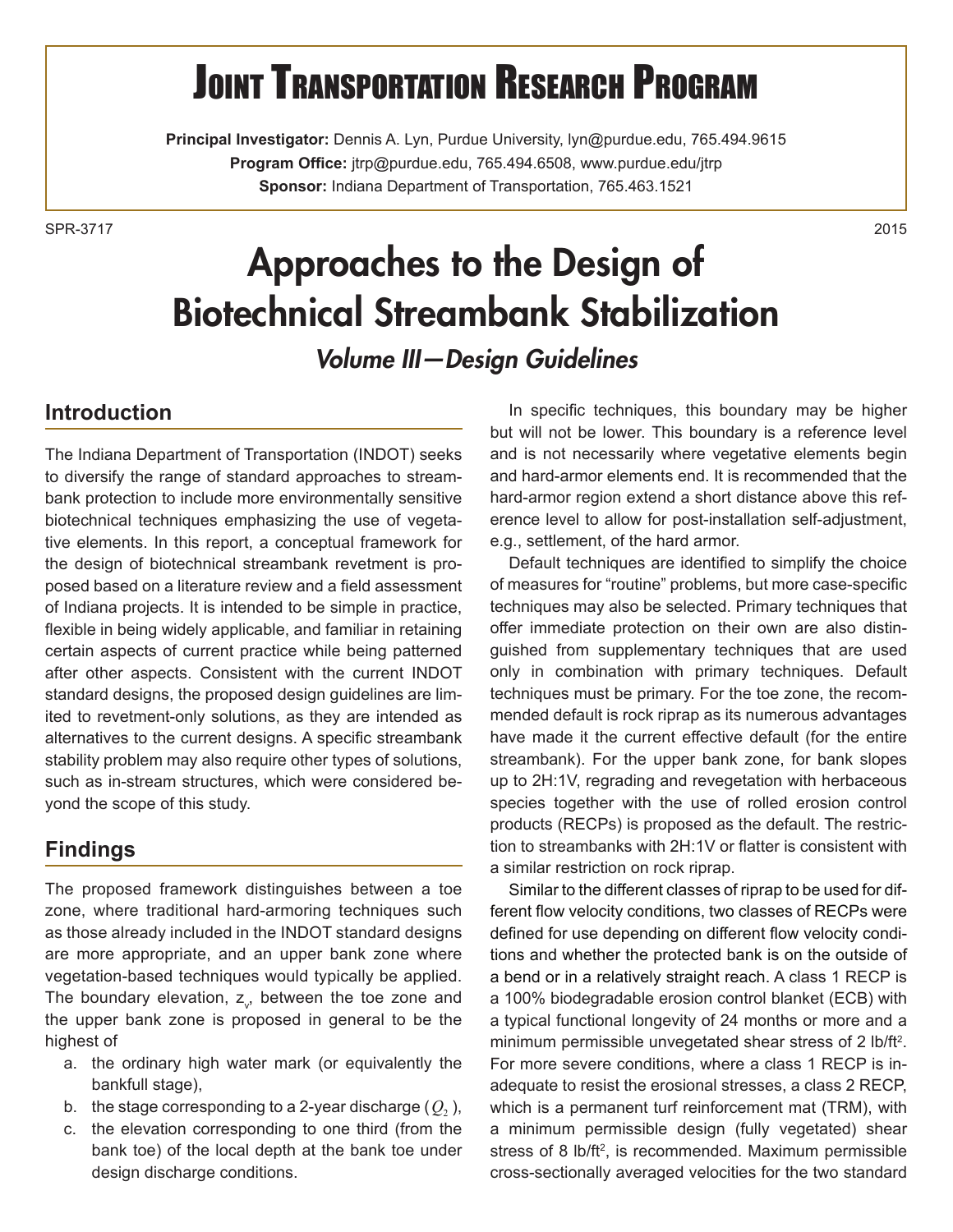# Joint Transportation Research Program

**Principal Investigator:** Dennis A. Lyn, Purdue University, lyn@purdue.edu, 765.494.9615
**Program Office:** jtrp@purdue.edu, 765.494.6508, www.purdue.edu/jtrp
**Sponsor:** Indiana Department of Transportation, 765.463.1521

SPR-3717 2015

# Approaches to the Design of Biotechnical Streambank Stabilization

## *Volume III—Design Guidelines*

## Introduction

The Indiana Department of Transportation (INDOT) seeks to diversify the range of standard approaches to streambank protection to include more environmentally sensitive biotechnical techniques emphasizing the use of vegetative elements. In this report, a conceptual framework for the design of biotechnical streambank revetment is proposed based on a literature review and a field assessment of Indiana projects. It is intended to be simple in practice, flexible in being widely applicable, and familiar in retaining certain aspects of current practice while being patterned after other aspects. Consistent with the current INDOT standard designs, the proposed design guidelines are limited to revetment-only solutions, as they are intended as alternatives to the current designs. A specific streambank stability problem may also require other types of solutions, such as in-stream structures, which were considered beyond the scope of this study.

## Findings

The proposed framework distinguishes between a toe zone, where traditional hard-armoring techniques such as those already included in the INDOT standard designs are more appropriate, and an upper bank zone where vegetation-based techniques would typically be applied. The boundary elevation, $z_v$, between the toe zone and the upper bank zone is proposed in general to be the highest of

a. the ordinary high water mark (or equivalently the bankfull stage),
b. the stage corresponding to a 2-year discharge ($Q_2$),
c. the elevation corresponding to one third (from the bank toe) of the local depth at the bank toe under design discharge conditions.

In specific techniques, this boundary may be higher but will not be lower. This boundary is a reference level and is not necessarily where vegetative elements begin and hard-armor elements end. It is recommended that the hard-armor region extend a short distance above this reference level to allow for post-installation self-adjustment, e.g., settlement, of the hard armor.

Default techniques are identified to simplify the choice of measures for "routine" problems, but more case-specific techniques may also be selected. Primary techniques that offer immediate protection on their own are also distinguished from supplementary techniques that are used only in combination with primary techniques. Default techniques must be primary. For the toe zone, the recommended default is rock riprap as its numerous advantages have made it the current effective default (for the entire streambank). For the upper bank zone, for bank slopes up to 2H:1V, regrading and revegetation with herbaceous species together with the use of rolled erosion control products (RECPs) is proposed as the default. The restriction to streambanks with 2H:1V or flatter is consistent with a similar restriction on rock riprap.

Similar to the different classes of riprap to be used for different flow velocity conditions, two classes of RECPs were defined for use depending on different flow velocity conditions and whether the protected bank is on the outside of a bend or in a relatively straight reach. A class 1 RECP is a 100% biodegradable erosion control blanket (ECB) with a typical functional longevity of 24 months or more and a minimum permissible unvegetated shear stress of 2 lb/ft$^2$. For more severe conditions, where a class 1 RECP is inadequate to resist the erosional stresses, a class 2 RECP, which is a permanent turf reinforcement mat (TRM), with a minimum permissible design (fully vegetated) shear stress of 8 lb/ft$^2$, is recommended. Maximum permissible cross-sectionally averaged velocities for the two standard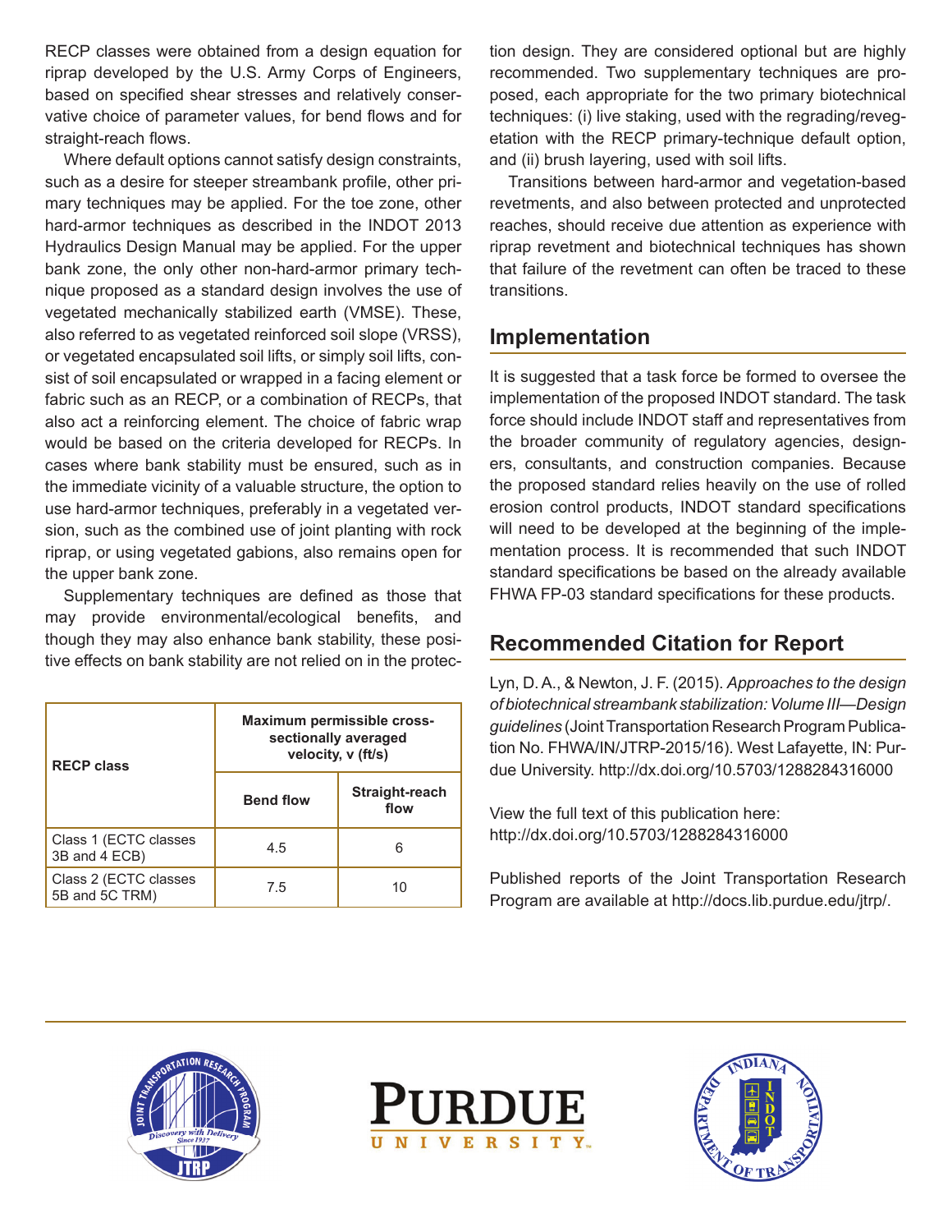RECP classes were obtained from a design equation for riprap developed by the U.S. Army Corps of Engineers, based on specified shear stresses and relatively conservative choice of parameter values, for bend flows and for straight-reach flows.

Where default options cannot satisfy design constraints, such as a desire for steeper streambank profile, other primary techniques may be applied. For the toe zone, other hard-armor techniques as described in the INDOT 2013 Hydraulics Design Manual may be applied. For the upper bank zone, the only other non-hard-armor primary technique proposed as a standard design involves the use of vegetated mechanically stabilized earth (VMSE). These, also referred to as vegetated reinforced soil slope (VRSS), or vegetated encapsulated soil lifts, or simply soil lifts, consist of soil encapsulated or wrapped in a facing element or fabric such as an RECP, or a combination of RECPs, that also act a reinforcing element. The choice of fabric wrap would be based on the criteria developed for RECPs. In cases where bank stability must be ensured, such as in the immediate vicinity of a valuable structure, the option to use hard-armor techniques, preferably in a vegetated version, such as the combined use of joint planting with rock riprap, or using vegetated gabions, also remains open for the upper bank zone.

Supplementary techniques are defined as those that may provide environmental/ecological benefits, and though they may also enhance bank stability, these positive effects on bank stability are not relied on in the protection design. They are considered optional but are highly recommended. Two supplementary techniques are proposed, each appropriate for the two primary biotechnical techniques: (i) live staking, used with the regrading/revegetation with the RECP primary-technique default option, and (ii) brush layering, used with soil lifts.

| RECP class | Maximum permissible cross-sectionally averaged velocity, v (ft/s) | |
|---|---|---|
| | Bend flow | Straight-reach flow |
| Class 1 (ECTC classes 3B and 4 ECB) | 4.5 | 6 |
| Class 2 (ECTC classes 5B and 5C TRM) | 7.5 | 10 |

Transitions between hard-armor and vegetation-based revetments, and also between protected and unprotected reaches, should receive due attention as experience with riprap revetment and biotechnical techniques has shown that failure of the revetment can often be traced to these transitions.

## Implementation

It is suggested that a task force be formed to oversee the implementation of the proposed INDOT standard. The task force should include INDOT staff and representatives from the broader community of regulatory agencies, designers, consultants, and construction companies. Because the proposed standard relies heavily on the use of rolled erosion control products, INDOT standard specifications will need to be developed at the beginning of the implementation process. It is recommended that such INDOT standard specifications be based on the already available FHWA FP-03 standard specifications for these products.

## Recommended Citation for Report

Lyn, D. A., & Newton, J. F. (2015). *Approaches to the design of biotechnical streambank stabilization: Volume III—Design guidelines* (Joint Transportation Research Program Publication No. FHWA/IN/JTRP-2015/16). West Lafayette, IN: Purdue University. http://dx.doi.org/10.5703/1288284316000

View the full text of this publication here:
http://dx.doi.org/10.5703/1288284316000

Published reports of the Joint Transportation Research Program are available at http://docs.lib.purdue.edu/jtrp/.